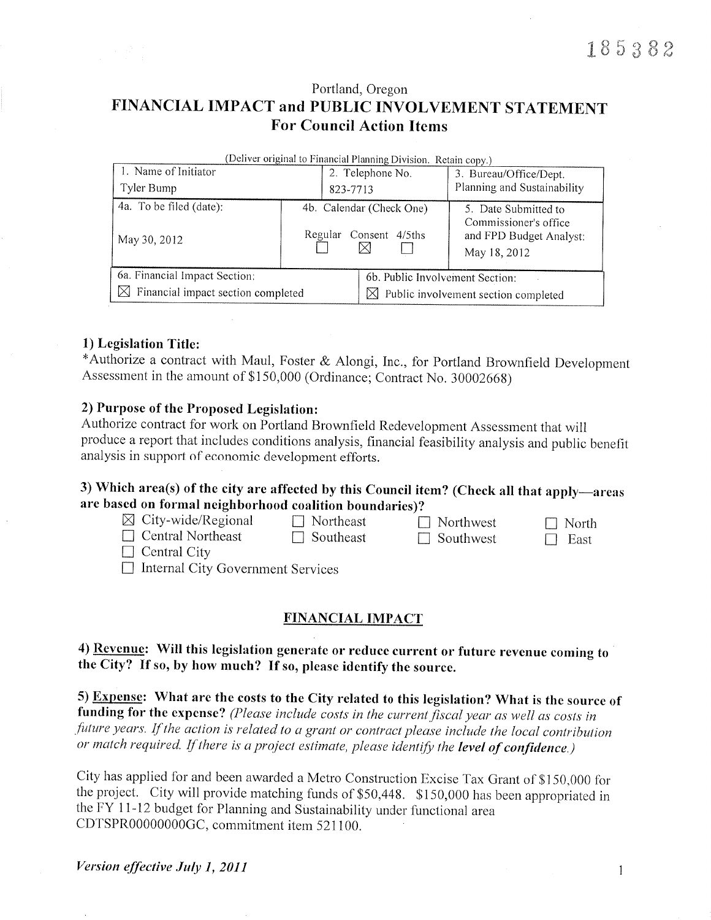185382

Portland, Oregon

# FINANCIAL IMPACT and PUBLIC INVOLVEMENT STATEMENT
## For Council Action Items

(Deliver original to Financial Planning Division. Retain copy.)

| 1. Name of Initiator | 2. Telephone No. | 3. Bureau/Office/Dept. |
|---|---|---|
| Tyler Bump | 823-7713 | Planning and Sustainability |
| 4a. To be filed (date): May 30, 2012 | 4b. Calendar (Check One) Regular ☐ Consent ☒ 4/5ths ☐ | 5. Date Submitted to Commissioner's office and FPD Budget Analyst: May 18, 2012 |
| 6a. Financial Impact Section: ☒ Financial impact section completed | 6b. Public Involvement Section: ☒ Public involvement section completed | |

### 1) Legislation Title:

*Authorize a contract with Maul, Foster & Alongi, Inc., for Portland Brownfield Development Assessment in the amount of $150,000 (Ordinance; Contract No. 30002668)

### 2) Purpose of the Proposed Legislation:

Authorize contract for work on Portland Brownfield Redevelopment Assessment that will produce a report that includes conditions analysis, financial feasibility analysis and public benefit analysis in support of economic development efforts.

### 3) Which area(s) of the city are affected by this Council item? (Check all that apply—areas are based on formal neighborhood coalition boundaries)?

- ☒ City-wide/Regional
- ☐ Northeast
- ☐ Northwest
- ☐ North
- ☐ Central Northeast
- ☐ Southeast
- ☐ Southwest
- ☐ East
- ☐ Central City
- ☐ Internal City Government Services

## FINANCIAL IMPACT

### 4) Revenue: Will this legislation generate or reduce current or future revenue coming to the City? If so, by how much? If so, please identify the source.

### 5) Expense: What are the costs to the City related to this legislation? What is the source of funding for the expense? *(Please include costs in the current fiscal year as well as costs in future years. If the action is related to a grant or contract please include the local contribution or match required. If there is a project estimate, please identify the **level of confidence**.)*

City has applied for and been awarded a Metro Construction Excise Tax Grant of $150,000 for the project. City will provide matching funds of $50,448. $150,000 has been appropriated in the FY 11-12 budget for Planning and Sustainability under functional area CDTSPR00000000GC, commitment item 521100.

*Version effective July 1, 2011*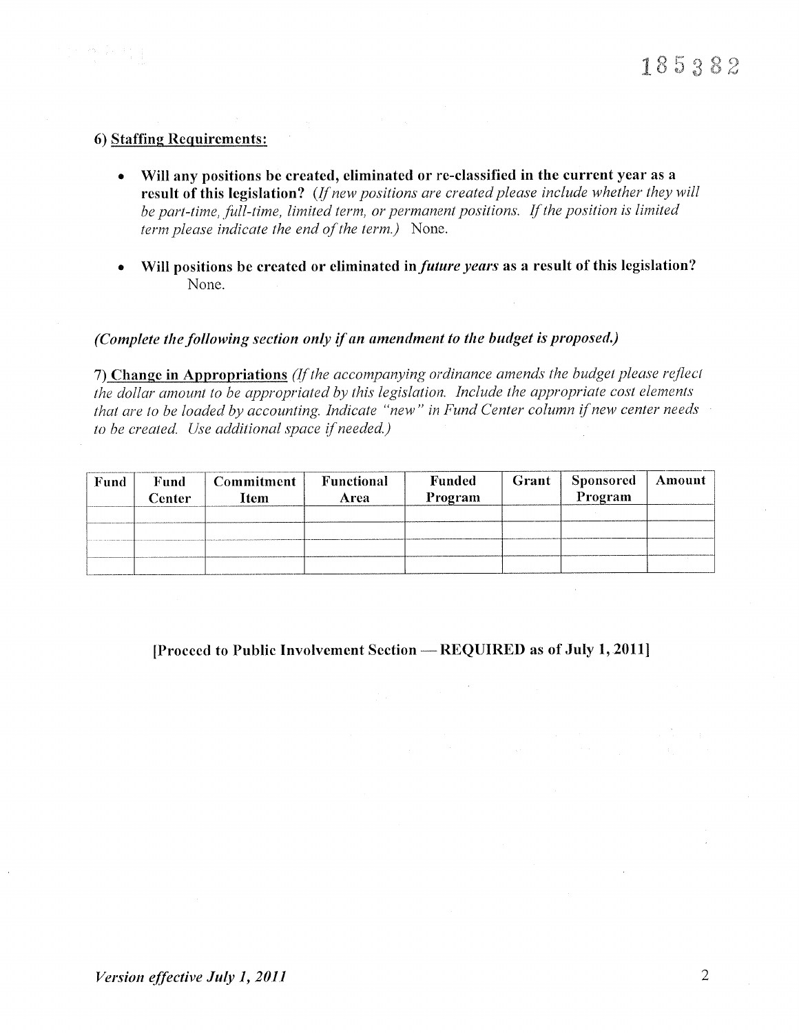185382

### 6) Staffing Requirements:

- **Will any positions be created, eliminated or re-classified in the current year as a result of this legislation?** *(If new positions are created please include whether they will be part-time, full-time, limited term, or permanent positions. If the position is limited term please indicate the end of the term.)* None.

- **Will positions be created or eliminated in *future years* as a result of this legislation?** None.

***(Complete the following section only if an amendment to the budget is proposed.)***

**7) Change in Appropriations** *(If the accompanying ordinance amends the budget please reflect the dollar amount to be appropriated by this legislation. Include the appropriate cost elements that are to be loaded by accounting. Indicate "new" in Fund Center column if new center needs to be created. Use additional space if needed.)*

| Fund | Fund Center | Commitment Item | Functional Area | Funded Program | Grant | Sponsored Program | Amount |
|---|---|---|---|---|---|---|---|
| | | | | | | | |
| | | | | | | | |
| | | | | | | | |
| | | | | | | | |

**[Proceed to Public Involvement Section — REQUIRED as of July 1, 2011]**

*Version effective July 1, 2011*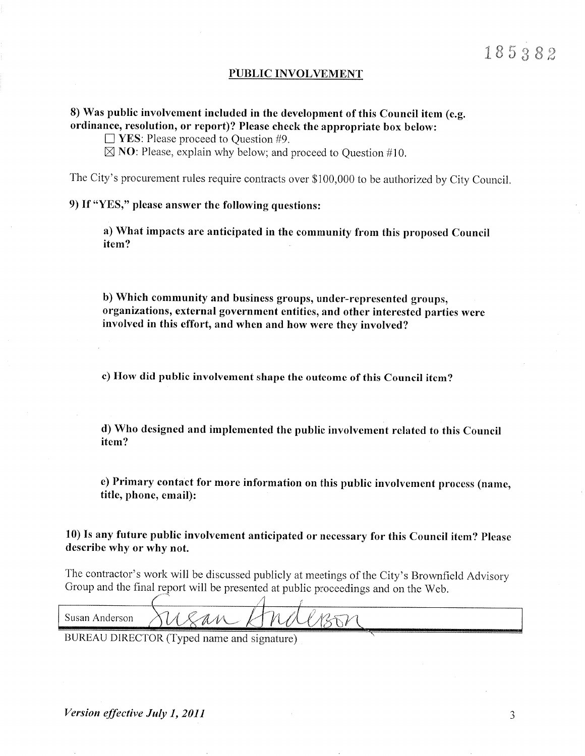185382

## PUBLIC INVOLVEMENT

**8) Was public involvement included in the development of this Council item (e.g. ordinance, resolution, or report)? Please check the appropriate box below:**

☐ **YES**: Please proceed to Question #9.
☒ **NO**: Please, explain why below; and proceed to Question #10.

The City's procurement rules require contracts over $100,000 to be authorized by City Council.

**9) If "YES," please answer the following questions:**

**a) What impacts are anticipated in the community from this proposed Council item?**

**b) Which community and business groups, under-represented groups, organizations, external government entities, and other interested parties were involved in this effort, and when and how were they involved?**

**c) How did public involvement shape the outcome of this Council item?**

**d) Who designed and implemented the public involvement related to this Council item?**

**e) Primary contact for more information on this public involvement process (name, title, phone, email):**

**10) Is any future public involvement anticipated or necessary for this Council item? Please describe why or why not.**

The contractor's work will be discussed publicly at meetings of the City's Brownfield Advisory Group and the final report will be presented at public proceedings and on the Web.

| Susan Anderson | Susan Anderson |
|---|---|

BUREAU DIRECTOR (Typed name and signature)

*Version effective July 1, 2011*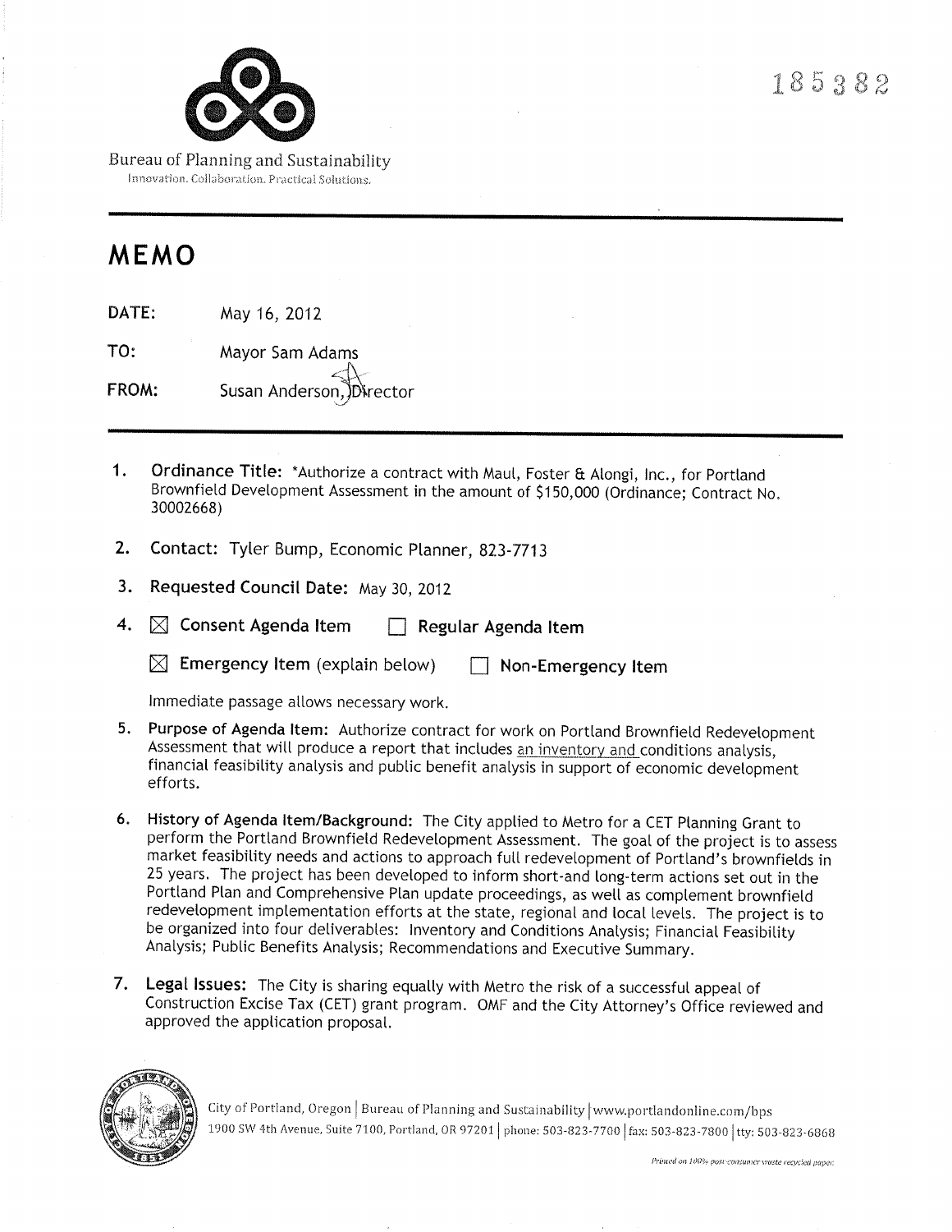185382

Bureau of Planning and Sustainability

Innovation. Collaboration. Practical Solutions.

# MEMO

**DATE:** May 16, 2012

**TO:** Mayor Sam Adams

**FROM:** Susan Anderson, Director

1. **Ordinance Title:** *Authorize a contract with Maul, Foster & Alongi, Inc., for Portland Brownfield Development Assessment in the amount of $150,000 (Ordinance; Contract No. 30002668)

2. **Contact:** Tyler Bump, Economic Planner, 823-7713

3. **Requested Council Date:** May 30, 2012

4. ☒ **Consent Agenda Item** ☐ **Regular Agenda Item**

   ☒ **Emergency Item** (explain below) ☐ **Non-Emergency Item**

   Immediate passage allows necessary work.

5. **Purpose of Agenda Item:** Authorize contract for work on Portland Brownfield Redevelopment Assessment that will produce a report that includes an inventory and conditions analysis, financial feasibility analysis and public benefit analysis in support of economic development efforts.

6. **History of Agenda Item/Background:** The City applied to Metro for a CET Planning Grant to perform the Portland Brownfield Redevelopment Assessment. The goal of the project is to assess market feasibility needs and actions to approach full redevelopment of Portland's brownfields in 25 years. The project has been developed to inform short-and long-term actions set out in the Portland Plan and Comprehensive Plan update proceedings, as well as complement brownfield redevelopment implementation efforts at the state, regional and local levels. The project is to be organized into four deliverables: Inventory and Conditions Analysis; Financial Feasibility Analysis; Public Benefits Analysis; Recommendations and Executive Summary.

7. **Legal Issues:** The City is sharing equally with Metro the risk of a successful appeal of Construction Excise Tax (CET) grant program. OMF and the City Attorney's Office reviewed and approved the application proposal.

City of Portland, Oregon | Bureau of Planning and Sustainability | www.portlandonline.com/bps
1900 SW 4th Avenue, Suite 7100, Portland, OR 97201 | phone: 503-823-7700 | fax: 503-823-7800 | tty: 503-823-6868

*Printed on 100% post-consumer waste recycled paper.*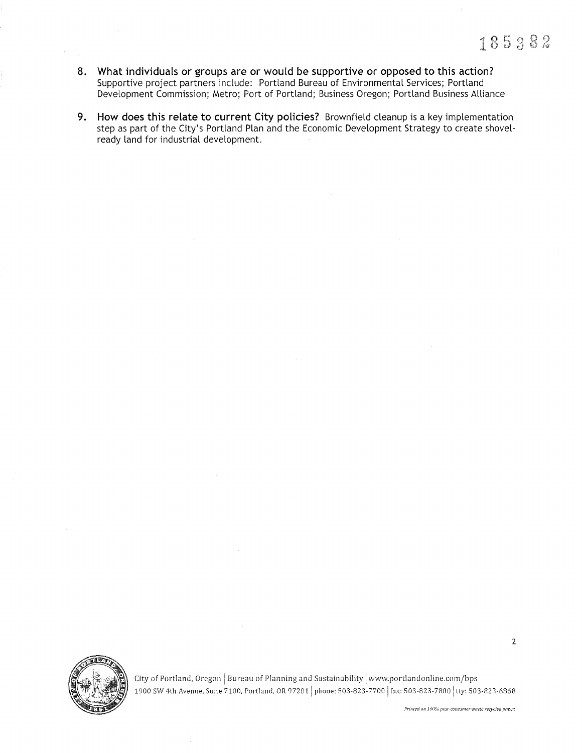8. **What individuals or groups are or would be supportive or opposed to this action?** Supportive project partners include: Portland Bureau of Environmental Services; Portland Development Commission; Metro; Port of Portland; Business Oregon; Portland Business Alliance

9. **How does this relate to current City policies?** Brownfield cleanup is a key implementation step as part of the City's Portland Plan and the Economic Development Strategy to create shovel-ready land for industrial development.